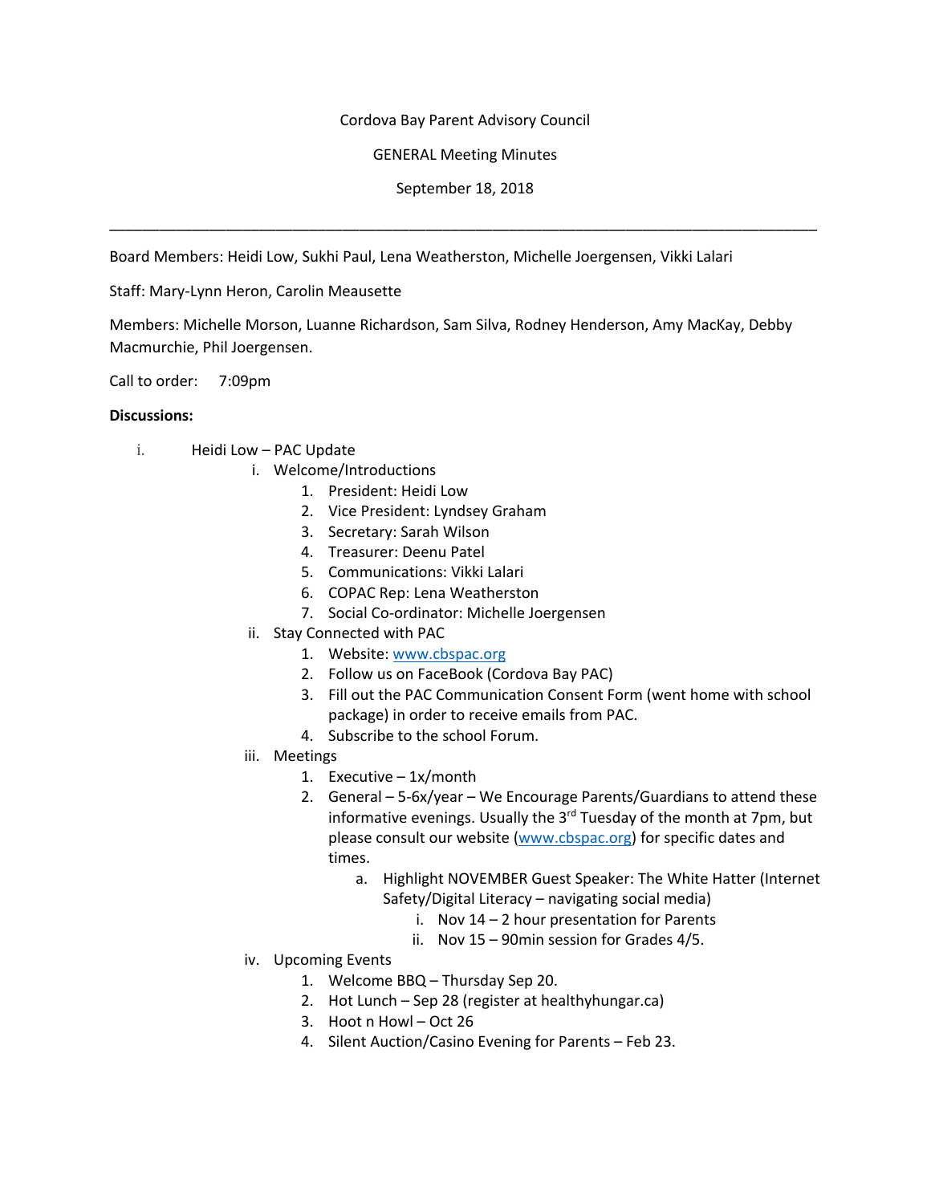Cordova Bay Parent Advisory Council

GENERAL Meeting Minutes

September 18, 2018

---

Board Members: Heidi Low, Sukhi Paul, Lena Weatherston, Michelle Joergensen, Vikki Lalari

Staff: Mary-Lynn Heron, Carolin Meausette

Members: Michelle Morson, Luanne Richardson, Sam Silva, Rodney Henderson, Amy MacKay, Debby Macmurchie, Phil Joergensen.

Call to order: 7:09pm

**Discussions:**

i. Heidi Low – PAC Update
   i. Welcome/Introductions
      1. President: Heidi Low
      2. Vice President: Lyndsey Graham
      3. Secretary: Sarah Wilson
      4. Treasurer: Deenu Patel
      5. Communications: Vikki Lalari
      6. COPAC Rep: Lena Weatherston
      7. Social Co-ordinator: Michelle Joergensen
   ii. Stay Connected with PAC
      1. Website: www.cbspac.org
      2. Follow us on FaceBook (Cordova Bay PAC)
      3. Fill out the PAC Communication Consent Form (went home with school package) in order to receive emails from PAC.
      4. Subscribe to the school Forum.
   iii. Meetings
      1. Executive – 1x/month
      2. General – 5-6x/year – We Encourage Parents/Guardians to attend these informative evenings. Usually the 3rd Tuesday of the month at 7pm, but please consult our website (www.cbspac.org) for specific dates and times.
         a. Highlight NOVEMBER Guest Speaker: The White Hatter (Internet Safety/Digital Literacy – navigating social media)
            i. Nov 14 – 2 hour presentation for Parents
            ii. Nov 15 – 90min session for Grades 4/5.
   iv. Upcoming Events
      1. Welcome BBQ – Thursday Sep 20.
      2. Hot Lunch – Sep 28 (register at healthyhungar.ca)
      3. Hoot n Howl – Oct 26
      4. Silent Auction/Casino Evening for Parents – Feb 23.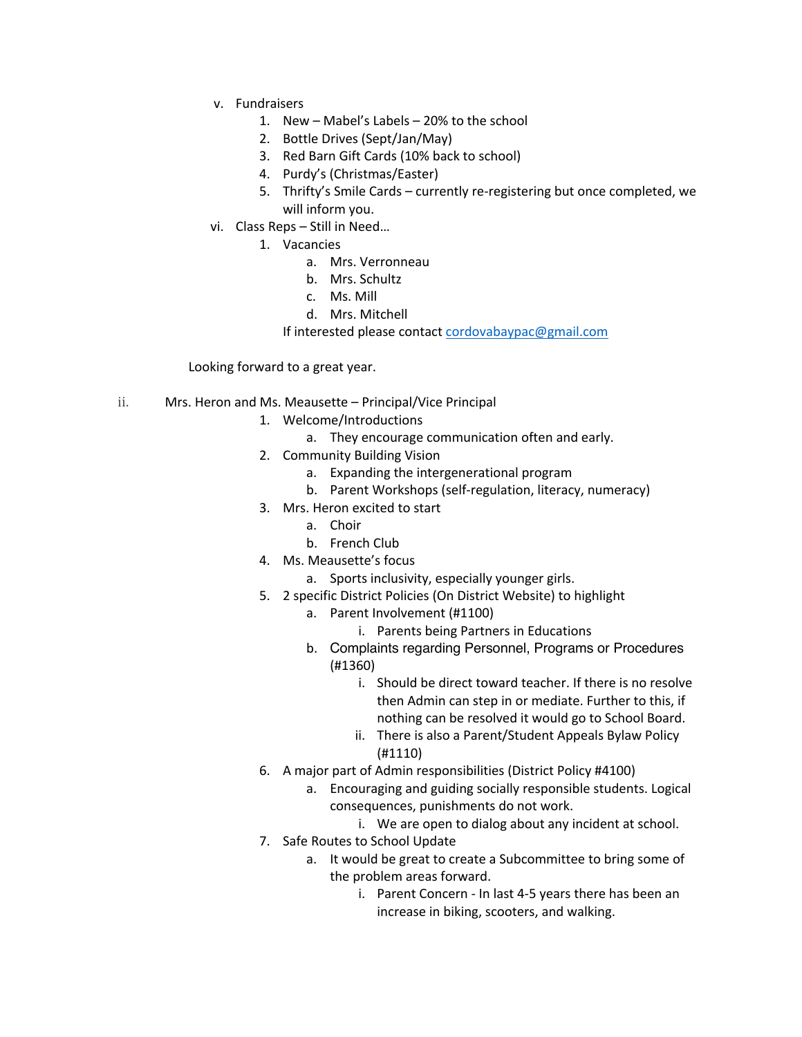- v. Fundraisers
  1. New – Mabel's Labels – 20% to the school
  2. Bottle Drives (Sept/Jan/May)
  3. Red Barn Gift Cards (10% back to school)
  4. Purdy's (Christmas/Easter)
  5. Thrifty's Smile Cards – currently re-registering but once completed, we will inform you.
- vi. Class Reps – Still in Need…
  1. Vacancies
     - a. Mrs. Verronneau
     - b. Mrs. Schultz
     - c. Ms. Mill
     - d. Mrs. Mitchell

     If interested please contact cordovabaypac@gmail.com

Looking forward to a great year.

- ii. Mrs. Heron and Ms. Meausette – Principal/Vice Principal
  1. Welcome/Introductions
     - a. They encourage communication often and early.
  2. Community Building Vision
     - a. Expanding the intergenerational program
     - b. Parent Workshops (self-regulation, literacy, numeracy)
  3. Mrs. Heron excited to start
     - a. Choir
     - b. French Club
  4. Ms. Meausette's focus
     - a. Sports inclusivity, especially younger girls.
  5. 2 specific District Policies (On District Website) to highlight
     - a. Parent Involvement (#1100)
       - i. Parents being Partners in Educations
     - b. Complaints regarding Personnel, Programs or Procedures (#1360)
       - i. Should be direct toward teacher. If there is no resolve then Admin can step in or mediate. Further to this, if nothing can be resolved it would go to School Board.
       - ii. There is also a Parent/Student Appeals Bylaw Policy (#1110)
  6. A major part of Admin responsibilities (District Policy #4100)
     - a. Encouraging and guiding socially responsible students. Logical consequences, punishments do not work.
       - i. We are open to dialog about any incident at school.
  7. Safe Routes to School Update
     - a. It would be great to create a Subcommittee to bring some of the problem areas forward.
       - i. Parent Concern - In last 4-5 years there has been an increase in biking, scooters, and walking.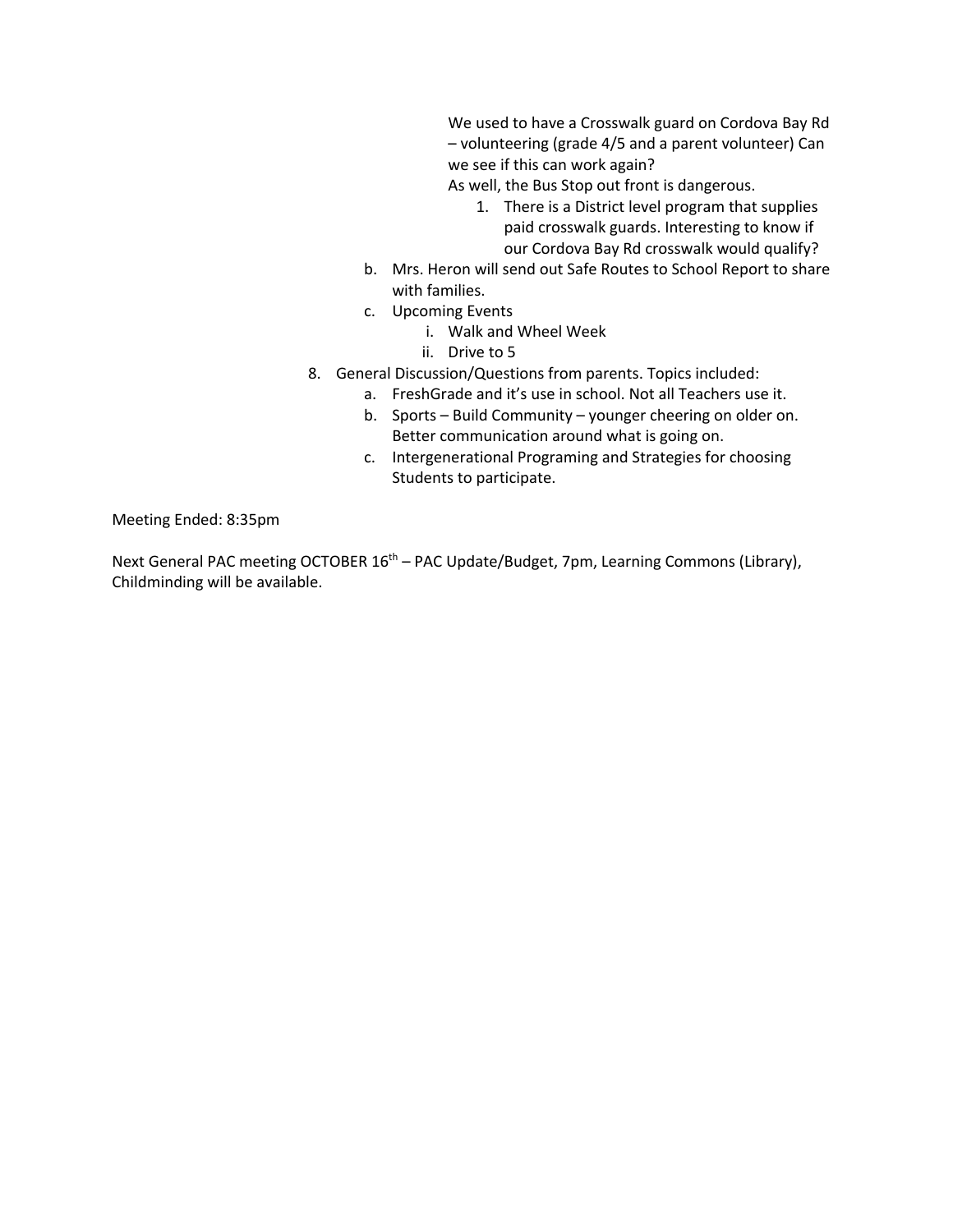We used to have a Crosswalk guard on Cordova Bay Rd – volunteering (grade 4/5 and a parent volunteer) Can we see if this can work again?
As well, the Bus Stop out front is dangerous.

1. There is a District level program that supplies paid crosswalk guards. Interesting to know if our Cordova Bay Rd crosswalk would qualify?

b. Mrs. Heron will send out Safe Routes to School Report to share with families.

c. Upcoming Events
   i. Walk and Wheel Week
   ii. Drive to 5

8. General Discussion/Questions from parents. Topics included:
   a. FreshGrade and it's use in school. Not all Teachers use it.
   b. Sports – Build Community – younger cheering on older on. Better communication around what is going on.
   c. Intergenerational Programing and Strategies for choosing Students to participate.

Meeting Ended: 8:35pm

Next General PAC meeting OCTOBER 16th – PAC Update/Budget, 7pm, Learning Commons (Library), Childminding will be available.